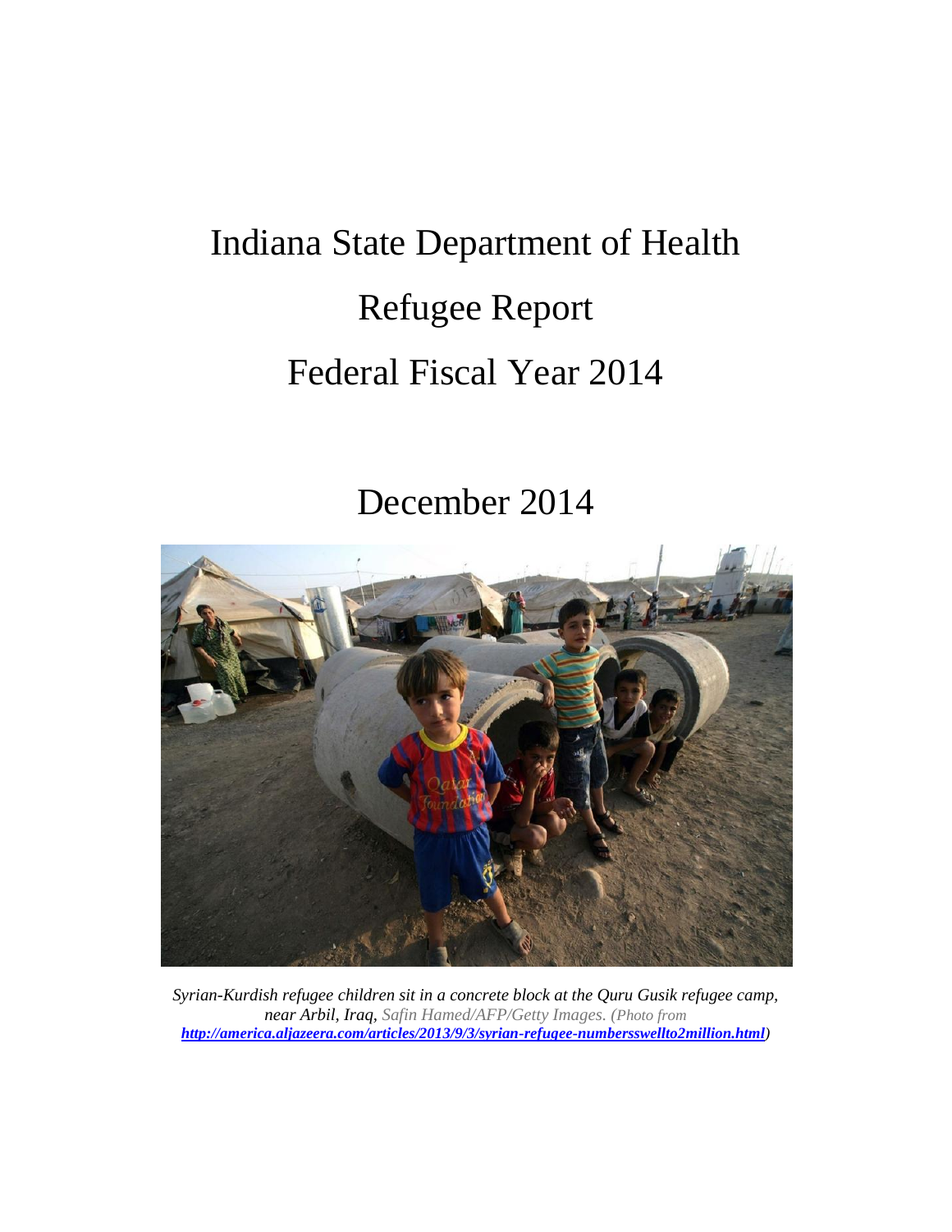# Indiana State Department of Health

# Refugee Report

# Federal Fiscal Year 2014

## December 2014

*Syrian-Kurdish refugee children sit in a concrete block at the Quru Gusik refugee camp, near Arbil, Iraq,* Safin Hamed/AFP/Getty Images. (Photo from ***http://america.aljazeera.com/articles/2013/9/3/syrian-refugee-numbersswellto2million.html***)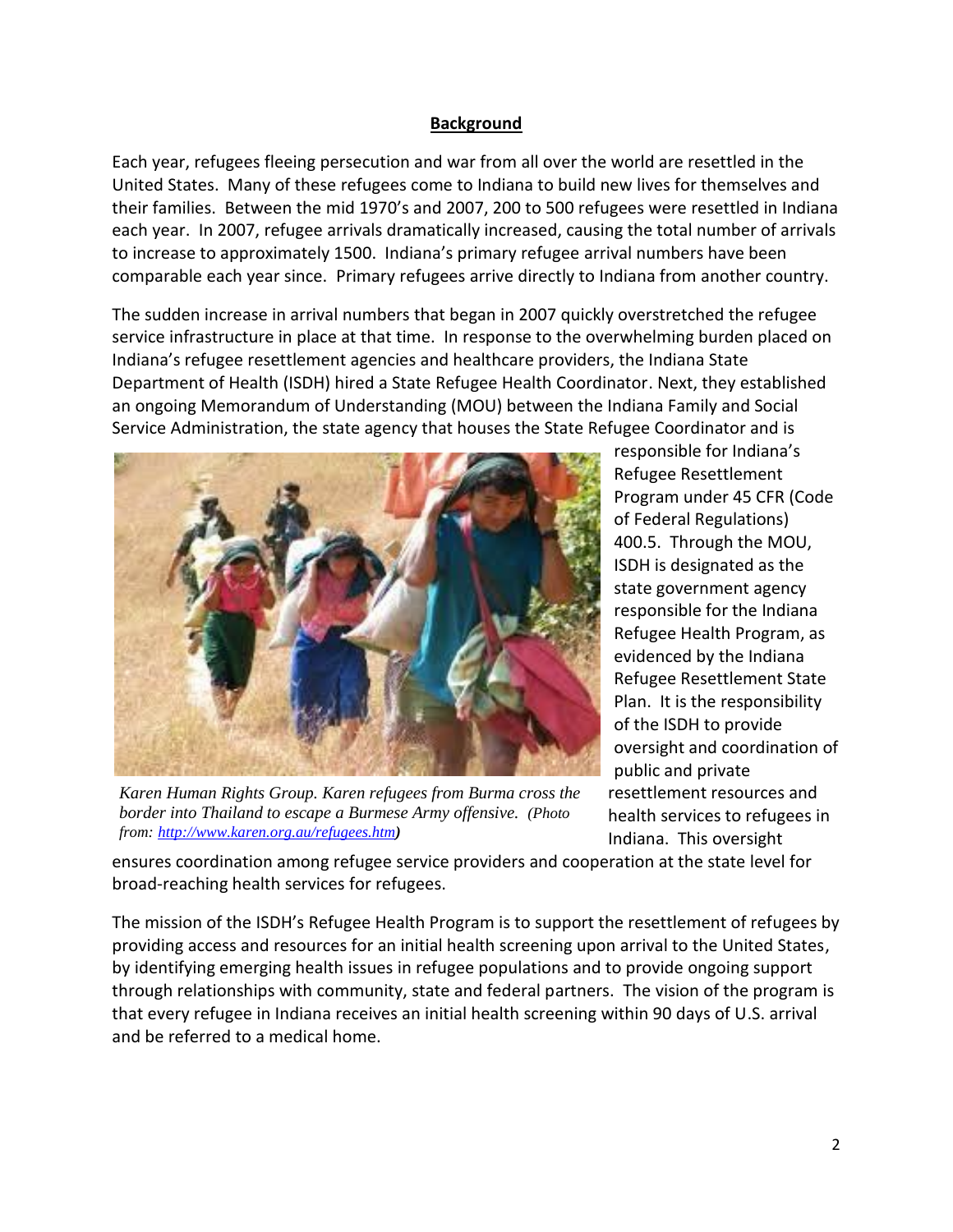## Background

Each year, refugees fleeing persecution and war from all over the world are resettled in the United States. Many of these refugees come to Indiana to build new lives for themselves and their families. Between the mid 1970's and 2007, 200 to 500 refugees were resettled in Indiana each year. In 2007, refugee arrivals dramatically increased, causing the total number of arrivals to increase to approximately 1500. Indiana's primary refugee arrival numbers have been comparable each year since. Primary refugees arrive directly to Indiana from another country.

The sudden increase in arrival numbers that began in 2007 quickly overstretched the refugee service infrastructure in place at that time. In response to the overwhelming burden placed on Indiana's refugee resettlement agencies and healthcare providers, the Indiana State Department of Health (ISDH) hired a State Refugee Health Coordinator. Next, they established an ongoing Memorandum of Understanding (MOU) between the Indiana Family and Social Service Administration, the state agency that houses the State Refugee Coordinator and is responsible for Indiana's Refugee Resettlement Program under 45 CFR (Code of Federal Regulations) 400.5. Through the MOU, ISDH is designated as the state government agency responsible for the Indiana Refugee Health Program, as evidenced by the Indiana Refugee Resettlement State Plan. It is the responsibility of the ISDH to provide oversight and coordination of public and private resettlement resources and health services to refugees in Indiana. This oversight ensures coordination among refugee service providers and cooperation at the state level for broad-reaching health services for refugees.

*Karen Human Rights Group. Karen refugees from Burma cross the border into Thailand to escape a Burmese Army offensive. (Photo from: http://www.karen.org.au/refugees.htm)*

The mission of the ISDH's Refugee Health Program is to support the resettlement of refugees by providing access and resources for an initial health screening upon arrival to the United States, by identifying emerging health issues in refugee populations and to provide ongoing support through relationships with community, state and federal partners. The vision of the program is that every refugee in Indiana receives an initial health screening within 90 days of U.S. arrival and be referred to a medical home.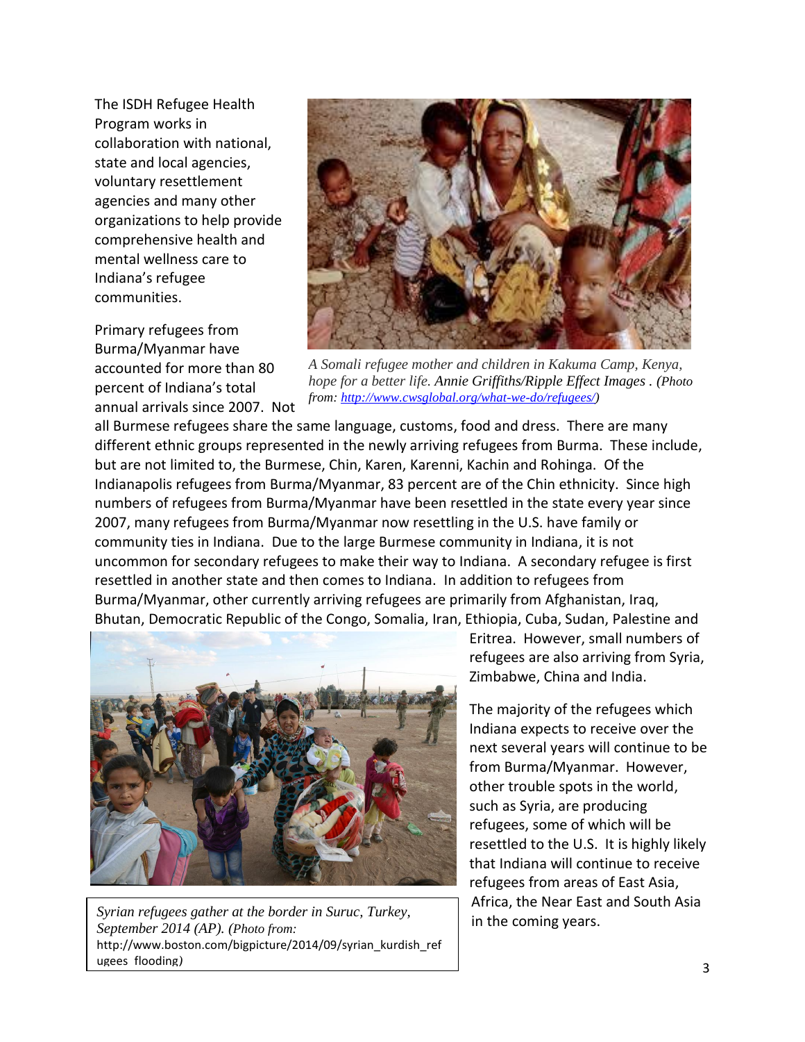The ISDH Refugee Health Program works in collaboration with national, state and local agencies, voluntary resettlement agencies and many other organizations to help provide comprehensive health and mental wellness care to Indiana's refugee communities.

*A Somali refugee mother and children in Kakuma Camp, Kenya, hope for a better life. Annie Griffiths/Ripple Effect Images . (Photo from: [http://www.cwsglobal.org/what-we-do/refugees/](http://www.cwsglobal.org/what-we-do/refugees/))*

Primary refugees from Burma/Myanmar have accounted for more than 80 percent of Indiana's total annual arrivals since 2007. Not all Burmese refugees share the same language, customs, food and dress. There are many different ethnic groups represented in the newly arriving refugees from Burma. These include, but are not limited to, the Burmese, Chin, Karen, Karenni, Kachin and Rohinga. Of the Indianapolis refugees from Burma/Myanmar, 83 percent are of the Chin ethnicity. Since high numbers of refugees from Burma/Myanmar have been resettled in the state every year since 2007, many refugees from Burma/Myanmar now resettling in the U.S. have family or community ties in Indiana. Due to the large Burmese community in Indiana, it is not uncommon for secondary refugees to make their way to Indiana. A secondary refugee is first resettled in another state and then comes to Indiana. In addition to refugees from Burma/Myanmar, other currently arriving refugees are primarily from Afghanistan, Iraq, Bhutan, Democratic Republic of the Congo, Somalia, Iran, Ethiopia, Cuba, Sudan, Palestine and Eritrea. However, small numbers of refugees are also arriving from Syria, Zimbabwe, China and India.

*Syrian refugees gather at the border in Suruc, Turkey, September 2014 (AP). (Photo from:* http://www.boston.com/bigpicture/2014/09/syrian_kurdish_refugees_flooding)

The majority of the refugees which Indiana expects to receive over the next several years will continue to be from Burma/Myanmar. However, other trouble spots in the world, such as Syria, are producing refugees, some of which will be resettled to the U.S. It is highly likely that Indiana will continue to receive refugees from areas of East Asia, Africa, the Near East and South Asia in the coming years.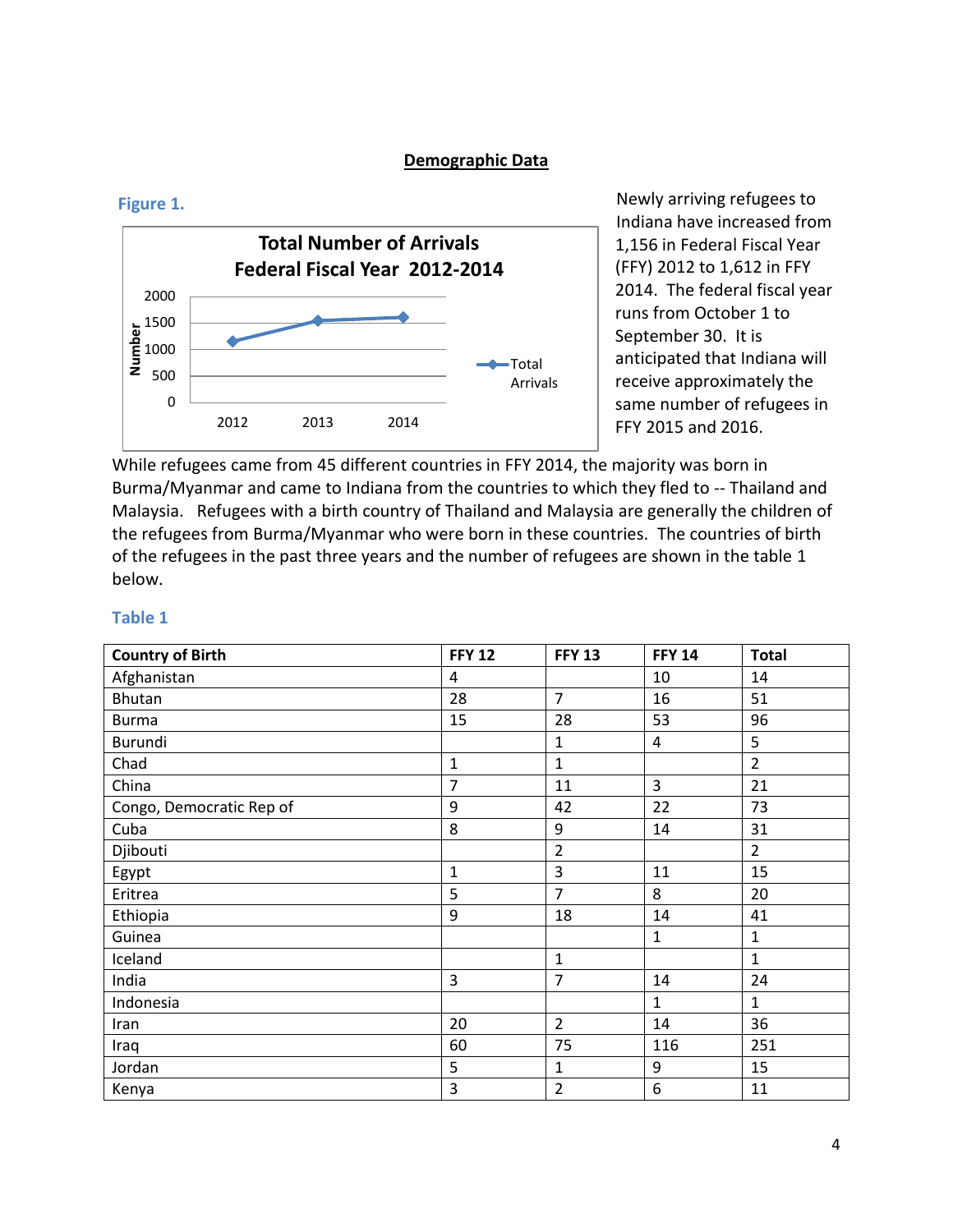## Demographic Data

**Figure 1.**

Newly arriving refugees to Indiana have increased from 1,156 in Federal Fiscal Year (FFY) 2012 to 1,612 in FFY 2014. The federal fiscal year runs from October 1 to September 30. It is anticipated that Indiana will receive approximately the same number of refugees in FFY 2015 and 2016.

While refugees came from 45 different countries in FFY 2014, the majority was born in Burma/Myanmar and came to Indiana from the countries to which they fled to -- Thailand and Malaysia. Refugees with a birth country of Thailand and Malaysia are generally the children of the refugees from Burma/Myanmar who were born in these countries. The countries of birth of the refugees in the past three years and the number of refugees are shown in the table 1 below.

**Table 1**

| Country of Birth | FFY 12 | FFY 13 | FFY 14 | Total |
|---|---|---|---|---|
| Afghanistan | 4 | | 10 | 14 |
| Bhutan | 28 | 7 | 16 | 51 |
| Burma | 15 | 28 | 53 | 96 |
| Burundi | | 1 | 4 | 5 |
| Chad | 1 | 1 | | 2 |
| China | 7 | 11 | 3 | 21 |
| Congo, Democratic Rep of | 9 | 42 | 22 | 73 |
| Cuba | 8 | 9 | 14 | 31 |
| Djibouti | | 2 | | 2 |
| Egypt | 1 | 3 | 11 | 15 |
| Eritrea | 5 | 7 | 8 | 20 |
| Ethiopia | 9 | 18 | 14 | 41 |
| Guinea | | | 1 | 1 |
| Iceland | | 1 | | 1 |
| India | 3 | 7 | 14 | 24 |
| Indonesia | | | 1 | 1 |
| Iran | 20 | 2 | 14 | 36 |
| Iraq | 60 | 75 | 116 | 251 |
| Jordan | 5 | 1 | 9 | 15 |
| Kenya | 3 | 2 | 6 | 11 |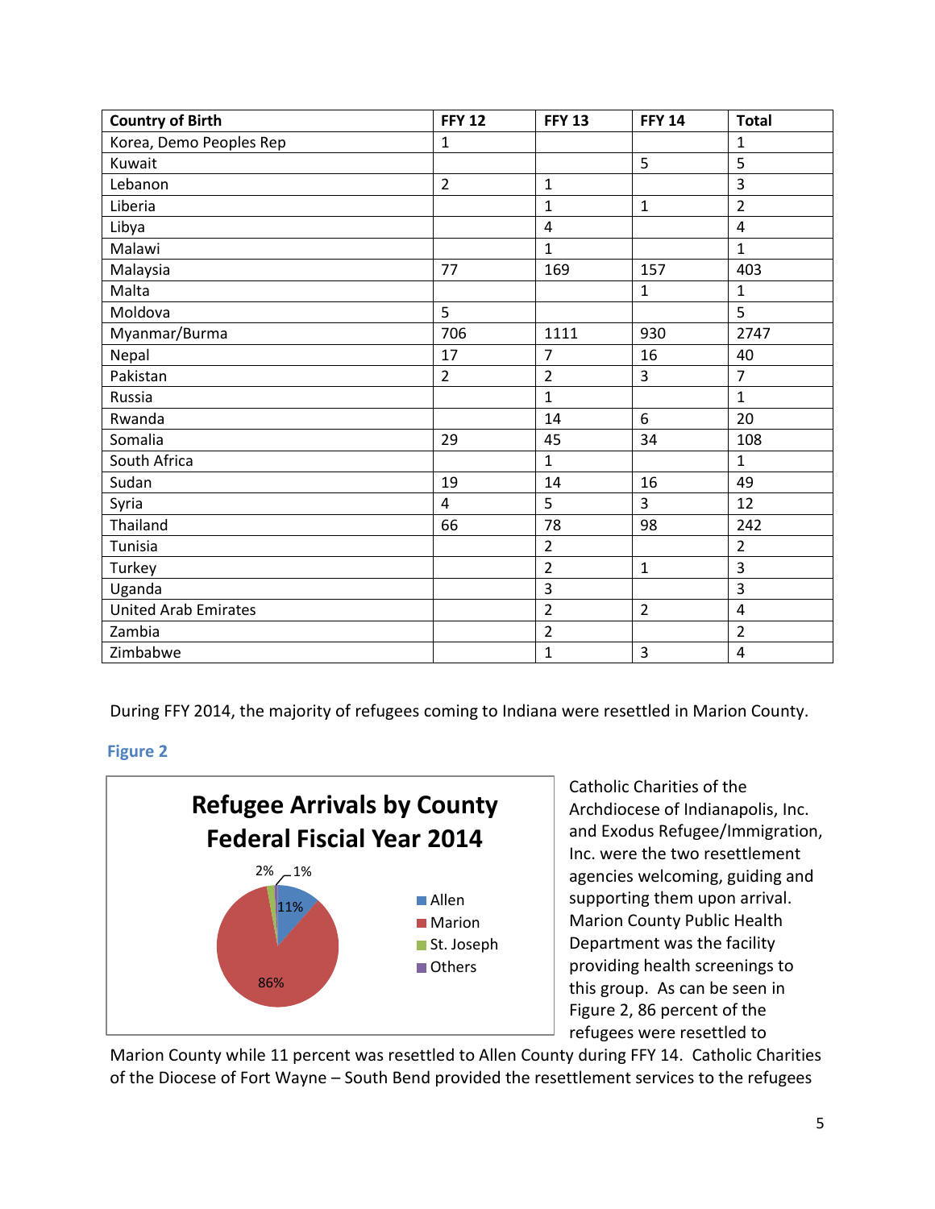| Country of Birth | FFY 12 | FFY 13 | FFY 14 | Total |
|---|---|---|---|---|
| Korea, Demo Peoples Rep | 1 | | | 1 |
| Kuwait | | | 5 | 5 |
| Lebanon | 2 | 1 | | 3 |
| Liberia | | 1 | 1 | 2 |
| Libya | | 4 | | 4 |
| Malawi | | 1 | | 1 |
| Malaysia | 77 | 169 | 157 | 403 |
| Malta | | | 1 | 1 |
| Moldova | 5 | | | 5 |
| Myanmar/Burma | 706 | 1111 | 930 | 2747 |
| Nepal | 17 | 7 | 16 | 40 |
| Pakistan | 2 | 2 | 3 | 7 |
| Russia | | 1 | | 1 |
| Rwanda | | 14 | 6 | 20 |
| Somalia | 29 | 45 | 34 | 108 |
| South Africa | | 1 | | 1 |
| Sudan | 19 | 14 | 16 | 49 |
| Syria | 4 | 5 | 3 | 12 |
| Thailand | 66 | 78 | 98 | 242 |
| Tunisia | | 2 | | 2 |
| Turkey | | 2 | 1 | 3 |
| Uganda | | 3 | | 3 |
| United Arab Emirates | | 2 | 2 | 4 |
| Zambia | | 2 | | 2 |
| Zimbabwe | | 1 | 3 | 4 |

During FFY 2014, the majority of refugees coming to Indiana were resettled in Marion County.

**Figure 2**

**Refugee Arrivals by County Federal Fiscal Year 2014**

Catholic Charities of the Archdiocese of Indianapolis, Inc. and Exodus Refugee/Immigration, Inc. were the two resettlement agencies welcoming, guiding and supporting them upon arrival. Marion County Public Health Department was the facility providing health screenings to this group. As can be seen in Figure 2, 86 percent of the refugees were resettled to Marion County while 11 percent was resettled to Allen County during FFY 14. Catholic Charities of the Diocese of Fort Wayne – South Bend provided the resettlement services to the refugees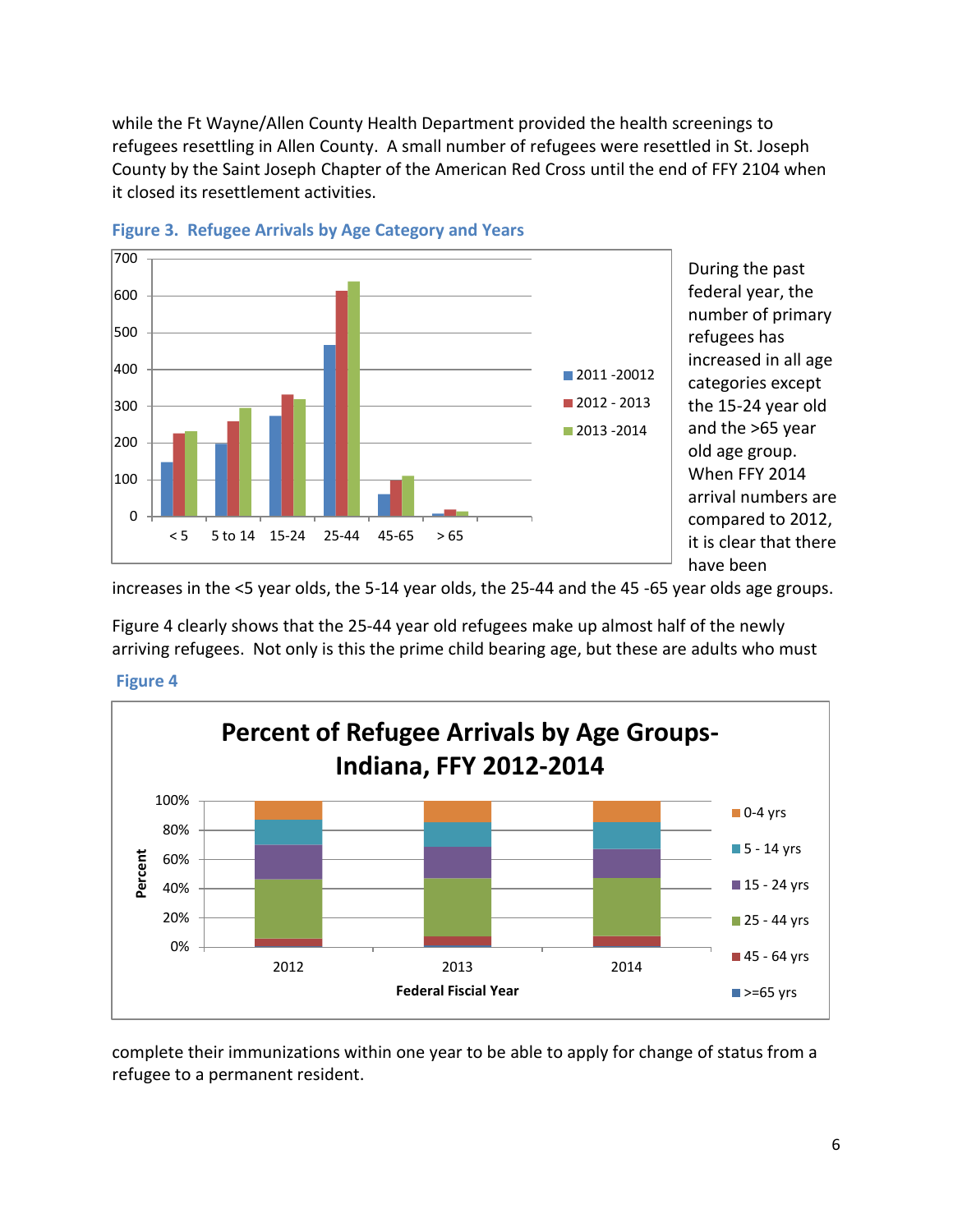while the Ft Wayne/Allen County Health Department provided the health screenings to refugees resettling in Allen County. A small number of refugees were resettled in St. Joseph County by the Saint Joseph Chapter of the American Red Cross until the end of FFY 2104 when it closed its resettlement activities.

**Figure 3. Refugee Arrivals by Age Category and Years**

During the past federal year, the number of primary refugees has increased in all age categories except the 15-24 year old and the >65 year old age group. When FFY 2014 arrival numbers are compared to 2012, it is clear that there have been increases in the <5 year olds, the 5-14 year olds, the 25-44 and the 45 -65 year olds age groups.

Figure 4 clearly shows that the 25-44 year old refugees make up almost half of the newly arriving refugees. Not only is this the prime child bearing age, but these are adults who must complete their immunizations within one year to be able to apply for change of status from a refugee to a permanent resident.

**Figure 4**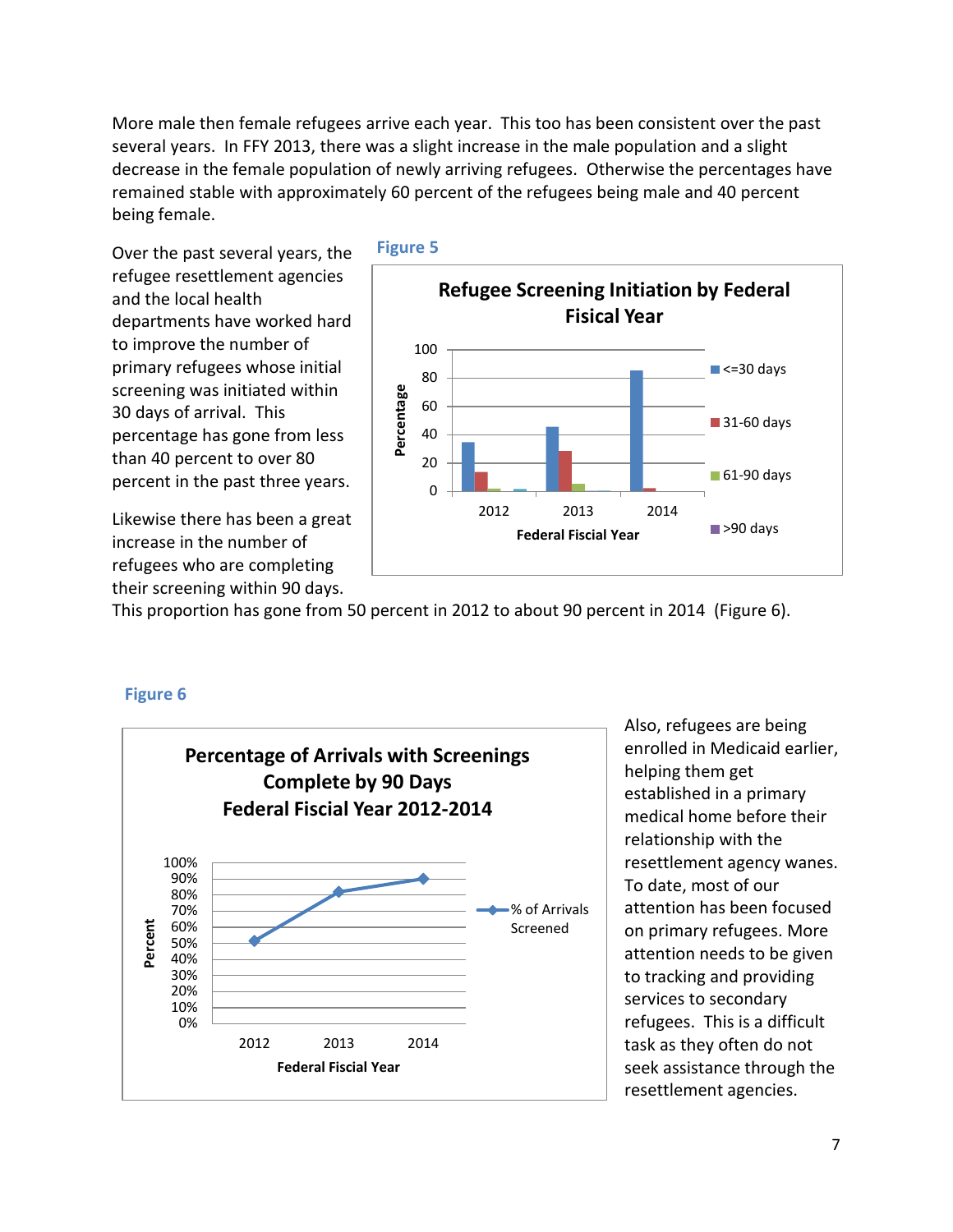More male then female refugees arrive each year. This too has been consistent over the past several years. In FFY 2013, there was a slight increase in the male population and a slight decrease in the female population of newly arriving refugees. Otherwise the percentages have remained stable with approximately 60 percent of the refugees being male and 40 percent being female.

Over the past several years, the refugee resettlement agencies and the local health departments have worked hard to improve the number of primary refugees whose initial screening was initiated within 30 days of arrival. This percentage has gone from less than 40 percent to over 80 percent in the past three years.

**Figure 5**

Refugee Screening Initiation by Federal Fisical Year

Likewise there has been a great increase in the number of refugees who are completing their screening within 90 days. This proportion has gone from 50 percent in 2012 to about 90 percent in 2014 (Figure 6).

**Figure 6**

Percentage of Arrivals with Screenings Complete by 90 Days Federal Fiscial Year 2012-2014

Also, refugees are being enrolled in Medicaid earlier, helping them get established in a primary medical home before their relationship with the resettlement agency wanes. To date, most of our attention has been focused on primary refugees. More attention needs to be given to tracking and providing services to secondary refugees. This is a difficult task as they often do not seek assistance through the resettlement agencies.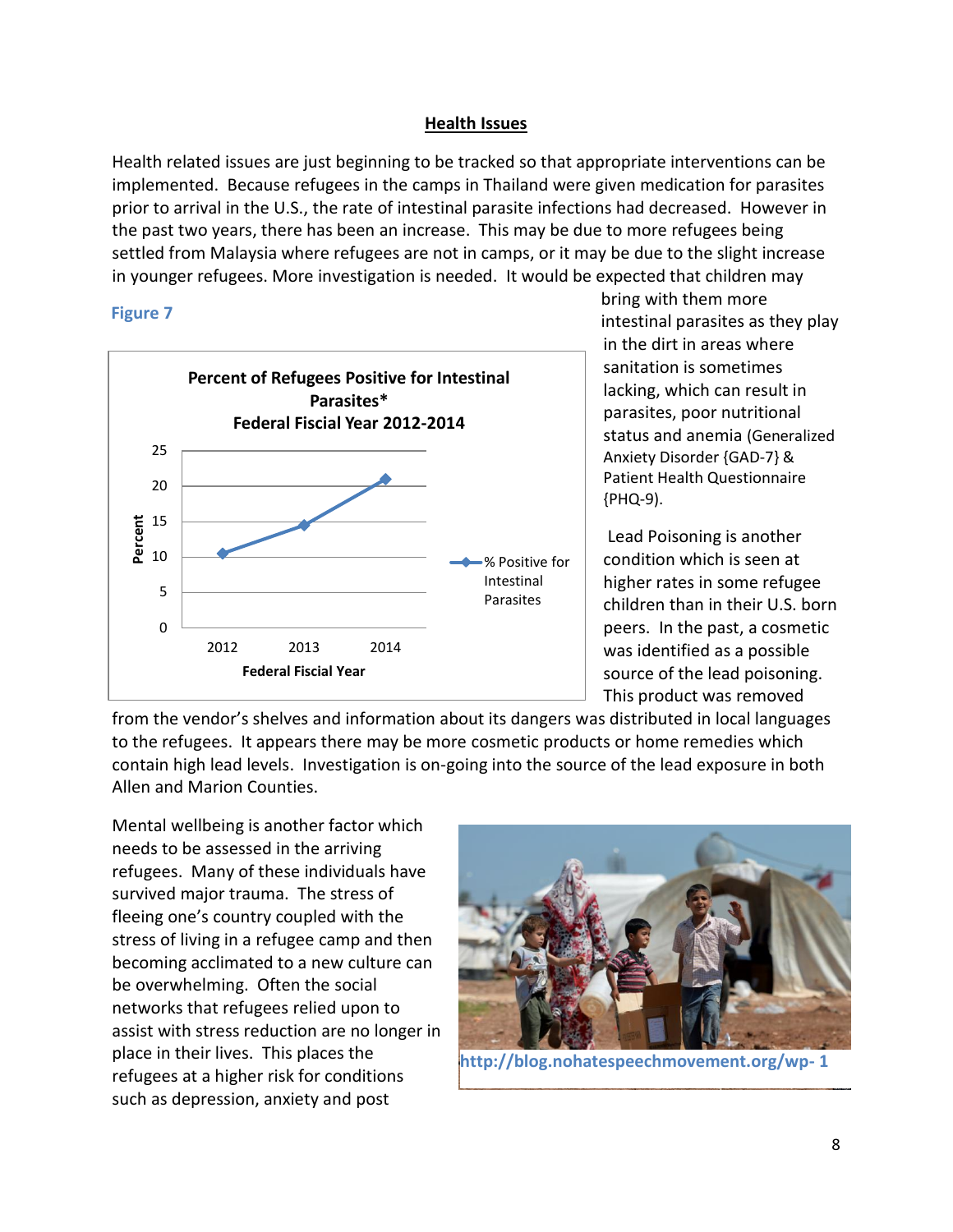## Health Issues

Health related issues are just beginning to be tracked so that appropriate interventions can be implemented. Because refugees in the camps in Thailand were given medication for parasites prior to arrival in the U.S., the rate of intestinal parasite infections had decreased. However in the past two years, there has been an increase. This may be due to more refugees being settled from Malaysia where refugees are not in camps, or it may be due to the slight increase in younger refugees. More investigation is needed. It would be expected that children may bring with them more intestinal parasites as they play in the dirt in areas where sanitation is sometimes lacking, which can result in parasites, poor nutritional status and anemia (Generalized Anxiety Disorder {GAD-7} & Patient Health Questionnaire {PHQ-9).

**Figure 7**

**Percent of Refugees Positive for Intestinal Parasites***
**Federal Fiscial Year 2012-2014**

| Federal Fiscial Year | % Positive for Intestinal Parasites |
| --- | --- |
| 2012 | ~10.5 |
| 2013 | ~14.5 |
| 2014 | ~21 |

Lead Poisoning is another condition which is seen at higher rates in some refugee children than in their U.S. born peers. In the past, a cosmetic was identified as a possible source of the lead poisoning. This product was removed from the vendor's shelves and information about its dangers was distributed in local languages to the refugees. It appears there may be more cosmetic products or home remedies which contain high lead levels. Investigation is on-going into the source of the lead exposure in both Allen and Marion Counties.

Mental wellbeing is another factor which needs to be assessed in the arriving refugees. Many of these individuals have survived major trauma. The stress of fleeing one's country coupled with the stress of living in a refugee camp and then becoming acclimated to a new culture can be overwhelming. Often the social networks that refugees relied upon to assist with stress reduction are no longer in place in their lives. This places the refugees at a higher risk for conditions such as depression, anxiety and post

http://blog.nohatespeechmovement.org/wp- 1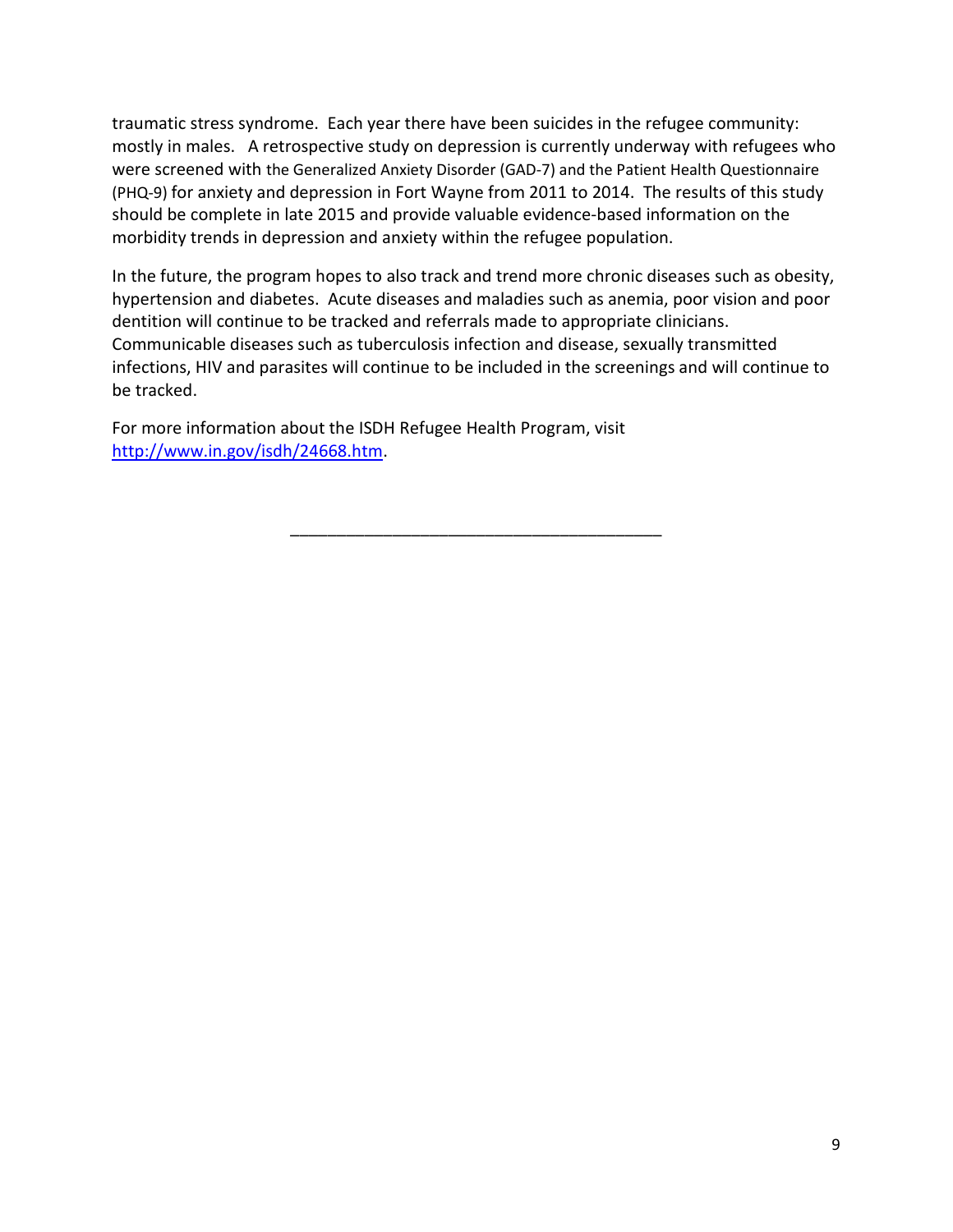traumatic stress syndrome. Each year there have been suicides in the refugee community: mostly in males. A retrospective study on depression is currently underway with refugees who were screened with the Generalized Anxiety Disorder (GAD-7) and the Patient Health Questionnaire (PHQ-9) for anxiety and depression in Fort Wayne from 2011 to 2014. The results of this study should be complete in late 2015 and provide valuable evidence-based information on the morbidity trends in depression and anxiety within the refugee population.

In the future, the program hopes to also track and trend more chronic diseases such as obesity, hypertension and diabetes. Acute diseases and maladies such as anemia, poor vision and poor dentition will continue to be tracked and referrals made to appropriate clinicians. Communicable diseases such as tuberculosis infection and disease, sexually transmitted infections, HIV and parasites will continue to be included in the screenings and will continue to be tracked.

For more information about the ISDH Refugee Health Program, visit [http://www.in.gov/isdh/24668.htm](http://www.in.gov/isdh/24668.htm).

---